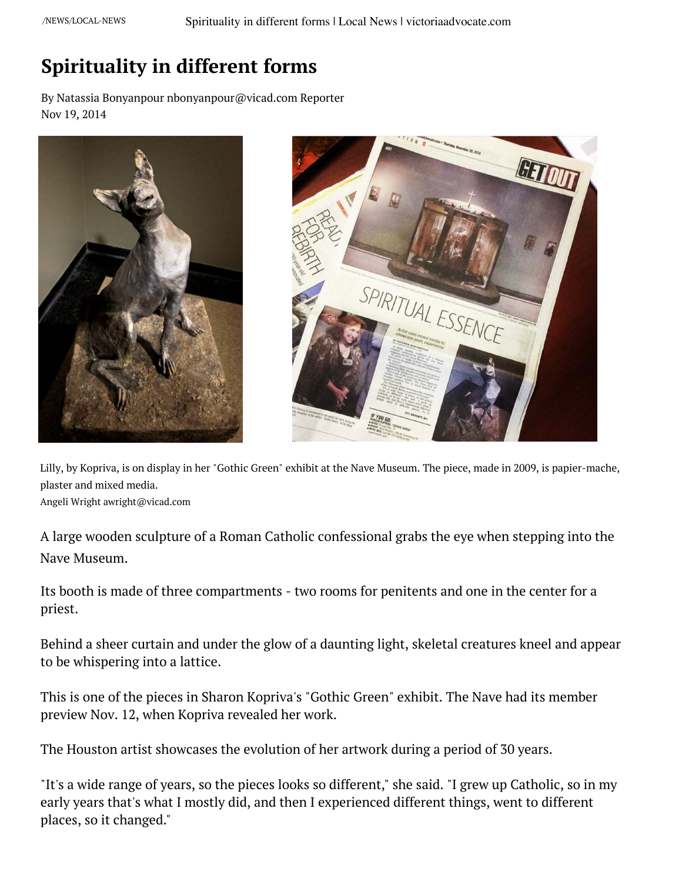# Spirituality in different forms

By Natassia Bonyanpour nbonyanpour@vicad.com Reporter
Nov 19, 2014

Lilly, by Kopriva, is on display in her "Gothic Green" exhibit at the Nave Museum. The piece, made in 2009, is papier-mache, plaster and mixed media.
Angeli Wright awright@vicad.com

A large wooden sculpture of a Roman Catholic confessional grabs the eye when stepping into the Nave Museum.

Its booth is made of three compartments - two rooms for penitents and one in the center for a priest.

Behind a sheer curtain and under the glow of a daunting light, skeletal creatures kneel and appear to be whispering into a lattice.

This is one of the pieces in Sharon Kopriva's "Gothic Green" exhibit. The Nave had its member preview Nov. 12, when Kopriva revealed her work.

The Houston artist showcases the evolution of her artwork during a period of 30 years.

"It's a wide range of years, so the pieces looks so different," she said. "I grew up Catholic, so in my early years that's what I mostly did, and then I experienced different things, went to different places, so it changed."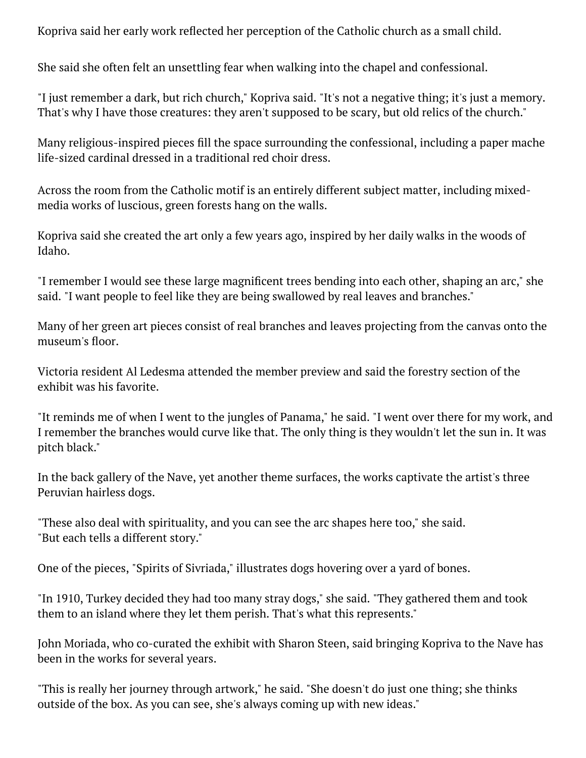Kopriva said her early work reflected her perception of the Catholic church as a small child.

She said she often felt an unsettling fear when walking into the chapel and confessional.

"I just remember a dark, but rich church," Kopriva said. "It's not a negative thing; it's just a memory. That's why I have those creatures: they aren't supposed to be scary, but old relics of the church."

Many religious-inspired pieces fill the space surrounding the confessional, including a paper mache life-sized cardinal dressed in a traditional red choir dress.

Across the room from the Catholic motif is an entirely different subject matter, including mixed-media works of luscious, green forests hang on the walls.

Kopriva said she created the art only a few years ago, inspired by her daily walks in the woods of Idaho.

"I remember I would see these large magnificent trees bending into each other, shaping an arc," she said. "I want people to feel like they are being swallowed by real leaves and branches."

Many of her green art pieces consist of real branches and leaves projecting from the canvas onto the museum's floor.

Victoria resident Al Ledesma attended the member preview and said the forestry section of the exhibit was his favorite.

"It reminds me of when I went to the jungles of Panama," he said. "I went over there for my work, and I remember the branches would curve like that. The only thing is they wouldn't let the sun in. It was pitch black."

In the back gallery of the Nave, yet another theme surfaces, the works captivate the artist's three Peruvian hairless dogs.

"These also deal with spirituality, and you can see the arc shapes here too," she said. "But each tells a different story."

One of the pieces, "Spirits of Sivriada," illustrates dogs hovering over a yard of bones.

"In 1910, Turkey decided they had too many stray dogs," she said. "They gathered them and took them to an island where they let them perish. That's what this represents."

John Moriada, who co-curated the exhibit with Sharon Steen, said bringing Kopriva to the Nave has been in the works for several years.

"This is really her journey through artwork," he said. "She doesn't do just one thing; she thinks outside of the box. As you can see, she's always coming up with new ideas."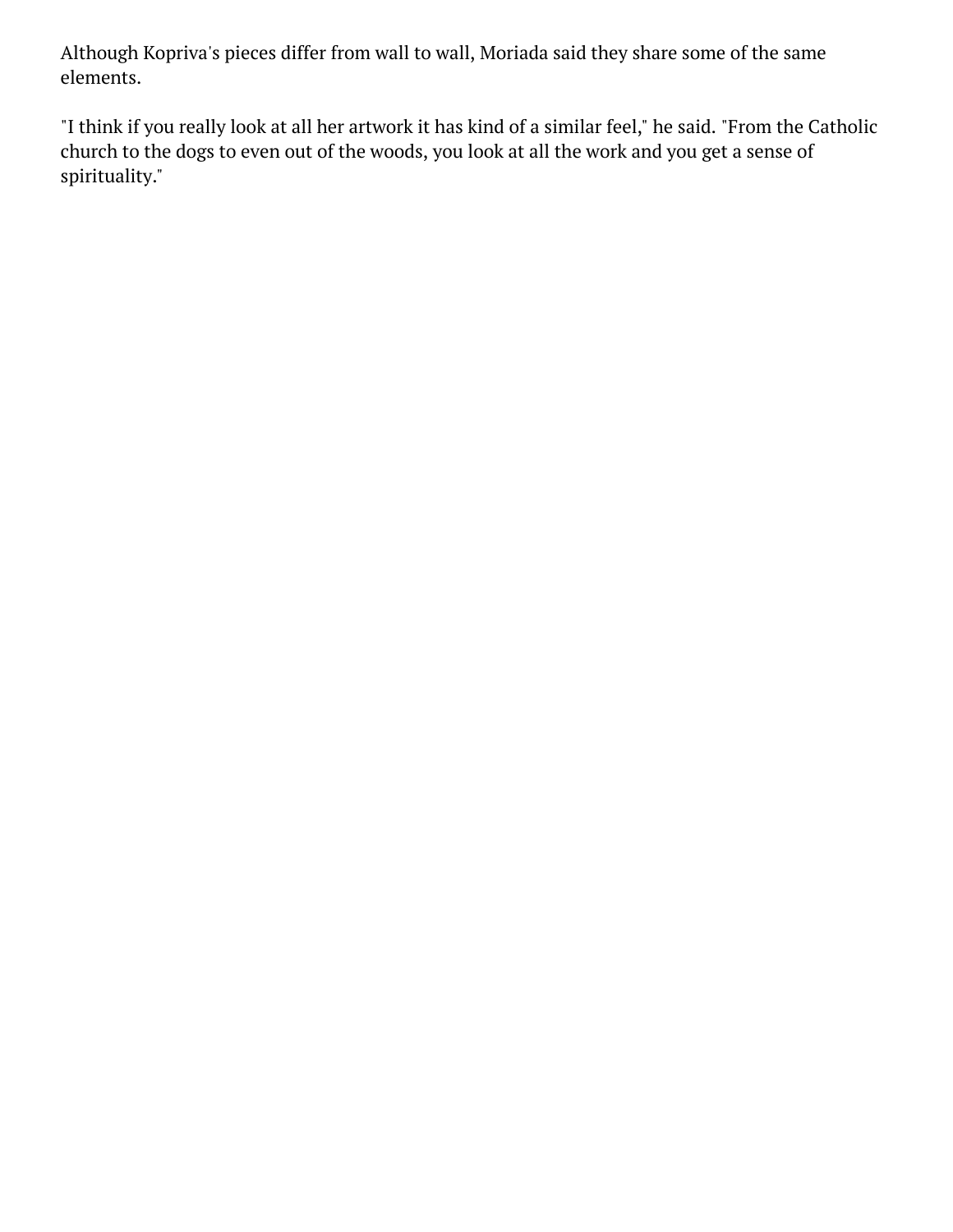Although Kopriva's pieces differ from wall to wall, Moriada said they share some of the same elements.

"I think if you really look at all her artwork it has kind of a similar feel," he said. "From the Catholic church to the dogs to even out of the woods, you look at all the work and you get a sense of spirituality."